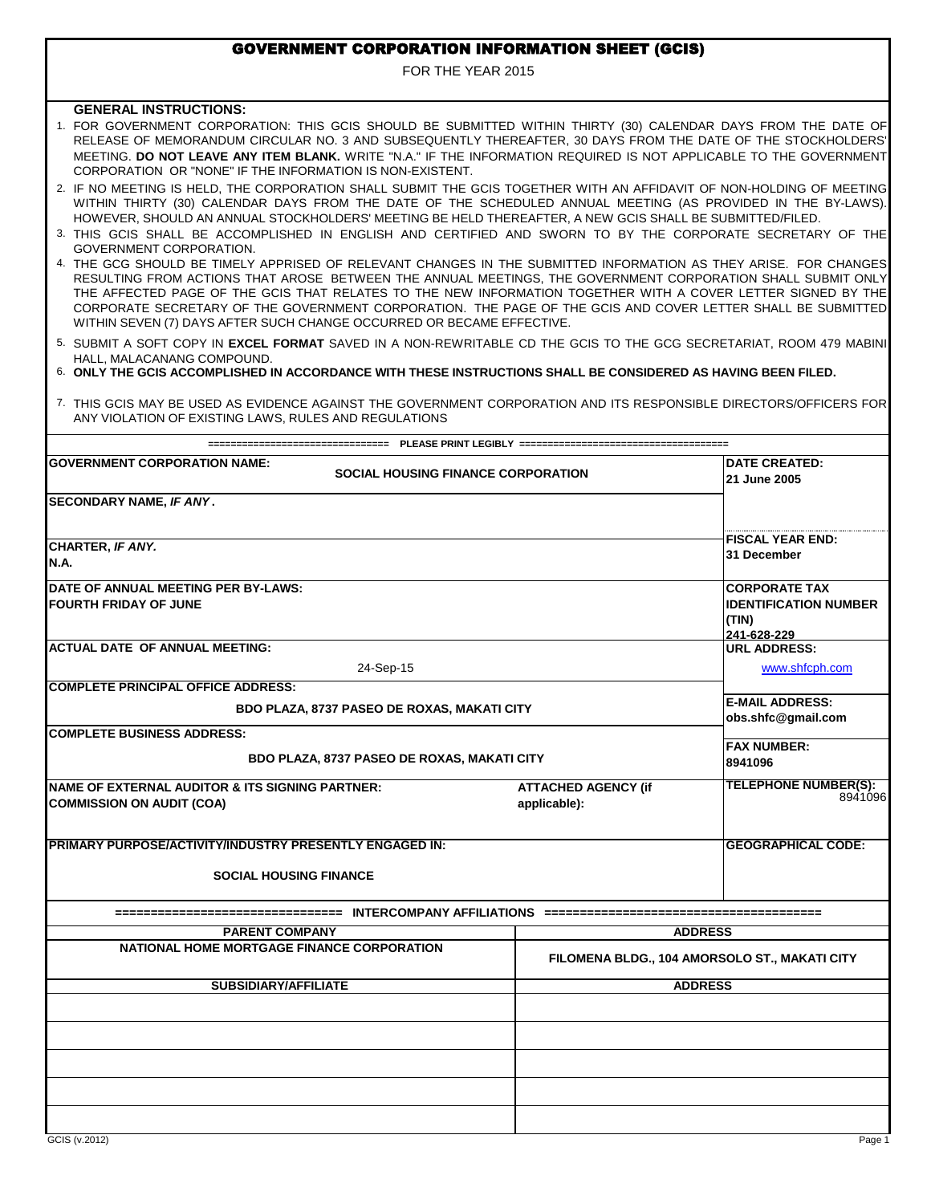# GOVERNMENT CORPORATION INFORMATION SHEET (GCIS)

FOR THE YEAR 2015

**GENERAL INSTRUCTIONS:**

1. FOR GOVERNMENT CORPORATION: THIS GCIS SHOULD BE SUBMITTED WITHIN THIRTY (30) CALENDAR DAYS FROM THE DATE OF RELEASE OF MEMORANDUM CIRCULAR NO. 3 AND SUBSEQUENTLY THEREAFTER, 30 DAYS FROM THE DATE OF THE STOCKHOLDERS' MEETING. **DO NOT LEAVE ANY ITEM BLANK.** WRITE "N.A." IF THE INFORMATION REQUIRED IS NOT APPLICABLE TO THE GOVERNMENT CORPORATION OR "NONE" IF THE INFORMATION IS NON-EXISTENT.
2. IF NO MEETING IS HELD, THE CORPORATION SHALL SUBMIT THE GCIS TOGETHER WITH AN AFFIDAVIT OF NON-HOLDING OF MEETING WITHIN THIRTY (30) CALENDAR DAYS FROM THE DATE OF THE SCHEDULED ANNUAL MEETING (AS PROVIDED IN THE BY-LAWS). HOWEVER, SHOULD AN ANNUAL STOCKHOLDERS' MEETING BE HELD THEREAFTER, A NEW GCIS SHALL BE SUBMITTED/FILED.
3. THIS GCIS SHALL BE ACCOMPLISHED IN ENGLISH AND CERTIFIED AND SWORN TO BY THE CORPORATE SECRETARY OF THE GOVERNMENT CORPORATION.
4. THE GCG SHOULD BE TIMELY APPRISED OF RELEVANT CHANGES IN THE SUBMITTED INFORMATION AS THEY ARISE. FOR CHANGES RESULTING FROM ACTIONS THAT AROSE BETWEEN THE ANNUAL MEETINGS, THE GOVERNMENT CORPORATION SHALL SUBMIT ONLY THE AFFECTED PAGE OF THE GCIS THAT RELATES TO THE NEW INFORMATION TOGETHER WITH A COVER LETTER SIGNED BY THE CORPORATE SECRETARY OF THE GOVERNMENT CORPORATION. THE PAGE OF THE GCIS AND COVER LETTER SHALL BE SUBMITTED WITHIN SEVEN (7) DAYS AFTER SUCH CHANGE OCCURRED OR BECAME EFFECTIVE.
5. SUBMIT A SOFT COPY IN **EXCEL FORMAT** SAVED IN A NON-REWRITABLE CD THE GCIS TO THE GCG SECRETARIAT, ROOM 479 MABINI HALL, MALACANANG COMPOUND.
6. **ONLY THE GCIS ACCOMPLISHED IN ACCORDANCE WITH THESE INSTRUCTIONS SHALL BE CONSIDERED AS HAVING BEEN FILED.**
7. THIS GCIS MAY BE USED AS EVIDENCE AGAINST THE GOVERNMENT CORPORATION AND ITS RESPONSIBLE DIRECTORS/OFFICERS FOR ANY VIOLATION OF EXISTING LAWS, RULES AND REGULATIONS

============================== PLEASE PRINT LEGIBLY ==============================

| | | |
|---|---|---|
| **GOVERNMENT CORPORATION NAME:** SOCIAL HOUSING FINANCE CORPORATION | | **DATE CREATED:** 21 June 2005 |
| **SECONDARY NAME, *IF ANY*.** | | |
| **CHARTER, *IF ANY.*** N.A. | | **FISCAL YEAR END:** 31 December |
| **DATE OF ANNUAL MEETING PER BY-LAWS:** FOURTH FRIDAY OF JUNE | | **CORPORATE TAX IDENTIFICATION NUMBER (TIN)** 241-628-229 |
| **ACTUAL DATE OF ANNUAL MEETING:** 24-Sep-15 | | **URL ADDRESS:** www.shfcph.com |
| **COMPLETE PRINCIPAL OFFICE ADDRESS:** BDO PLAZA, 8737 PASEO DE ROXAS, MAKATI CITY | | **E-MAIL ADDRESS:** obs.shfc@gmail.com |
| **COMPLETE BUSINESS ADDRESS:** BDO PLAZA, 8737 PASEO DE ROXAS, MAKATI CITY | | **FAX NUMBER:** 8941096 |
| **NAME OF EXTERNAL AUDITOR & ITS SIGNING PARTNER:** COMMISSION ON AUDIT (COA) | **ATTACHED AGENCY (if applicable):** | **TELEPHONE NUMBER(S):** 8941096 |
| **PRIMARY PURPOSE/ACTIVITY/INDUSTRY PRESENTLY ENGAGED IN:** SOCIAL HOUSING FINANCE | | **GEOGRAPHICAL CODE:** |

============================== INTERCOMPANY AFFILIATIONS ==============================

| PARENT COMPANY | ADDRESS |
|---|---|
| NATIONAL HOME MORTGAGE FINANCE CORPORATION | FILOMENA BLDG., 104 AMORSOLO ST., MAKATI CITY |
| **SUBSIDIARY/AFFILIATE** | **ADDRESS** |
| | |
| | |
| | |
| | |
| | |

GCIS (v.2012)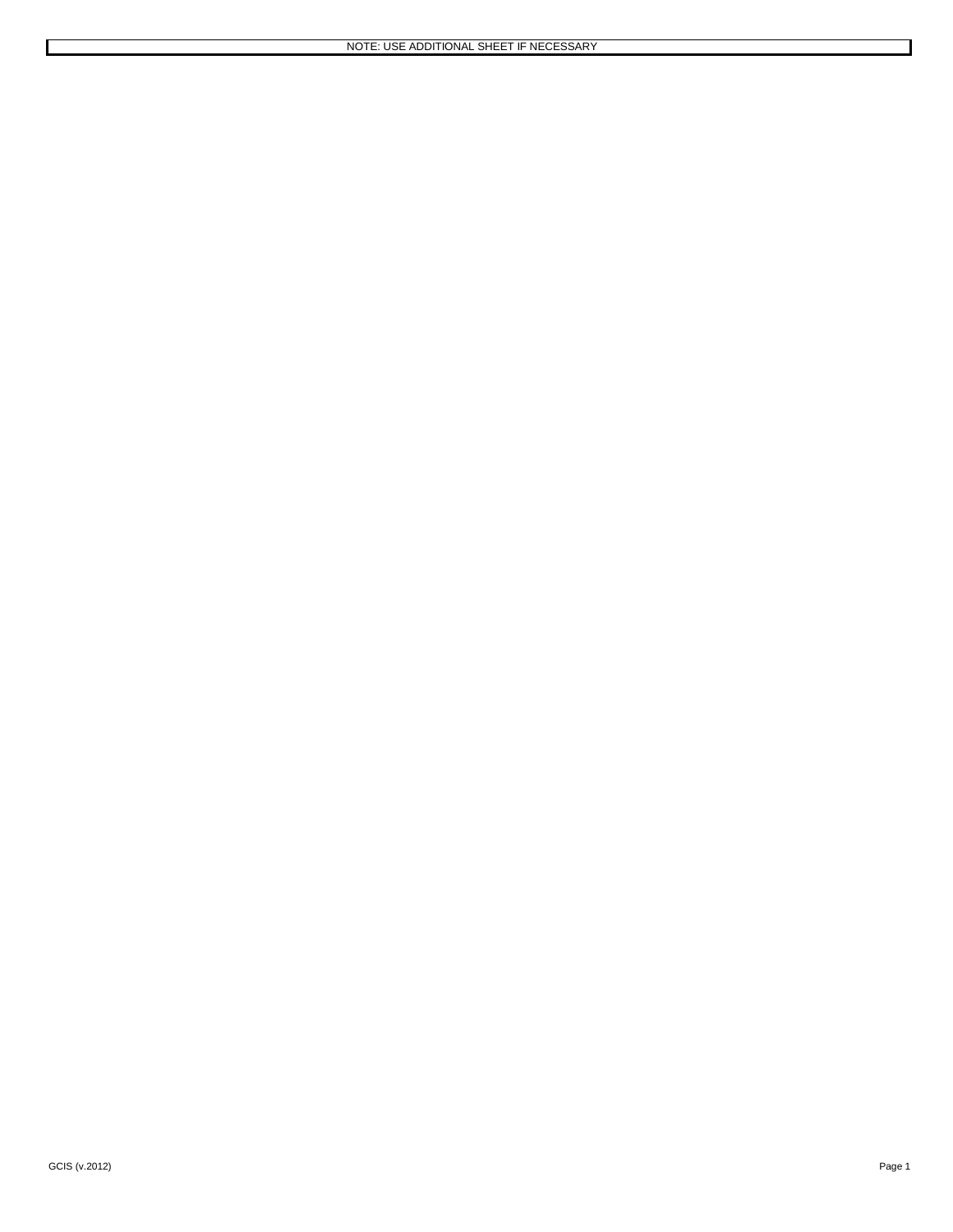NOTE: USE ADDITIONAL SHEET IF NECESSARY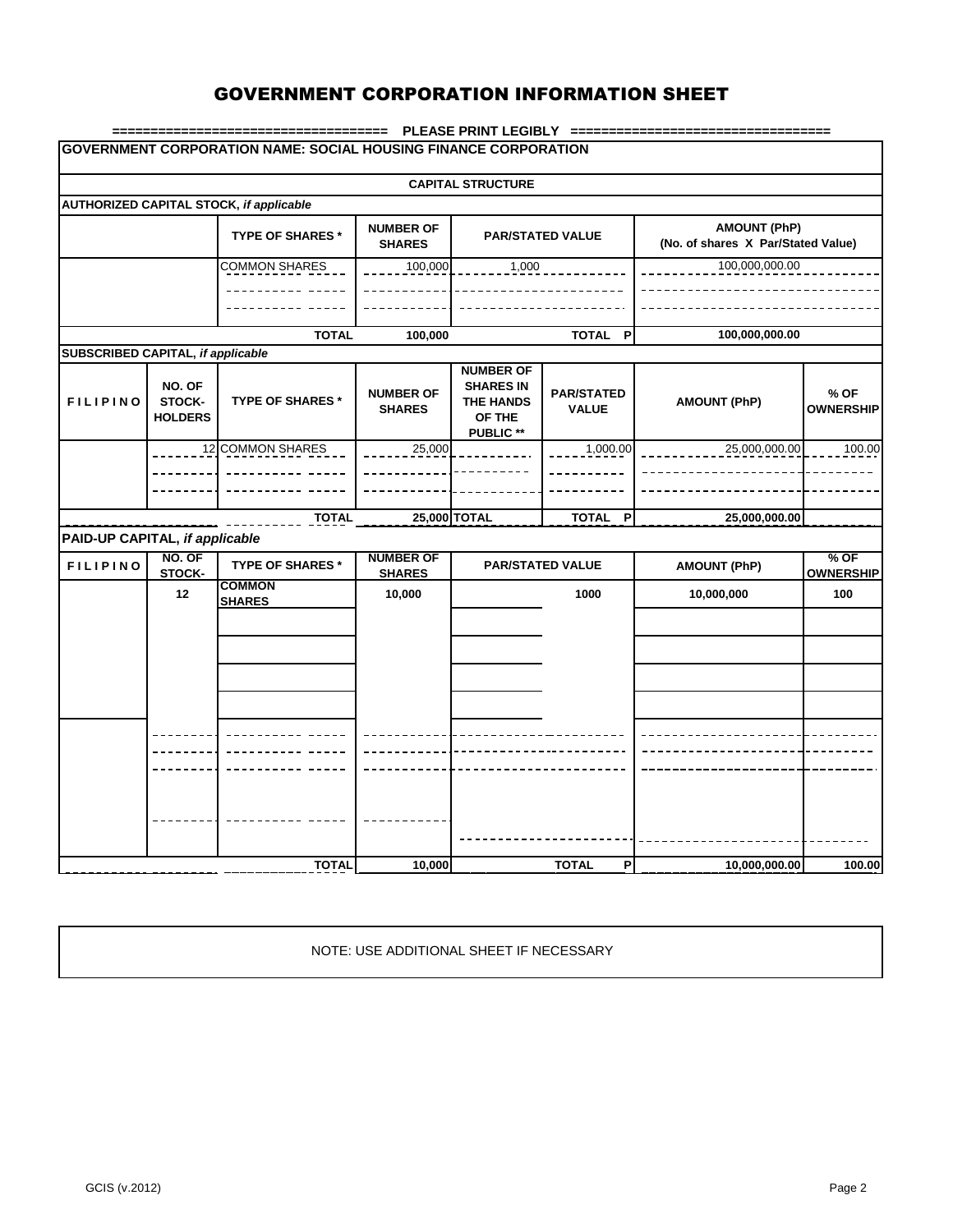# GOVERNMENT CORPORATION INFORMATION SHEET

=================================== PLEASE PRINT LEGIBLY =================================

**GOVERNMENT CORPORATION NAME: SOCIAL HOUSING FINANCE CORPORATION**

**CAPITAL STRUCTURE**

**AUTHORIZED CAPITAL STOCK, *if applicable***

| | TYPE OF SHARES * | NUMBER OF SHARES | PAR/STATED VALUE | AMOUNT (PhP) (No. of shares X Par/Stated Value) |
|---|---|---|---|---|
| | COMMON SHARES | 100,000 | 1,000 | 100,000,000.00 |
| | | | | |
| | | | | |
| | TOTAL | 100,000 | TOTAL P | 100,000,000.00 |

**SUBSCRIBED CAPITAL, *if applicable***

| FILIPINO | NO. OF STOCK-HOLDERS | TYPE OF SHARES * | NUMBER OF SHARES | NUMBER OF SHARES IN THE HANDS OF THE PUBLIC ** | PAR/STATED VALUE | AMOUNT (PhP) | % OF OWNERSHIP |
|---|---|---|---|---|---|---|---|
| | 12 | COMMON SHARES | 25,000 | | 1,000.00 | 25,000,000.00 | 100.00 |
| | | | | | | | |
| | | | | | | | |
| | | TOTAL | 25,000 | TOTAL | TOTAL P | 25,000,000.00 | |

**PAID-UP CAPITAL, *if applicable***

| FILIPINO | NO. OF STOCK- | TYPE OF SHARES * | NUMBER OF SHARES | PAR/STATED VALUE | AMOUNT (PhP) | % OF OWNERSHIP |
|---|---|---|---|---|---|---|
| | 12 | COMMON SHARES | 10,000 | 1000 | 10,000,000 | 100 |
| | | | | | | |
| | | | | | | |
| | | | | | | |
| | | | | | | |
| | | | | | | |
| | | | | | | |
| | | | | | | |
| | | | | | | |
| | | TOTAL | 10,000 | TOTAL P | 10,000,000.00 | 100.00 |

NOTE: USE ADDITIONAL SHEET IF NECESSARY

GCIS (v.2012)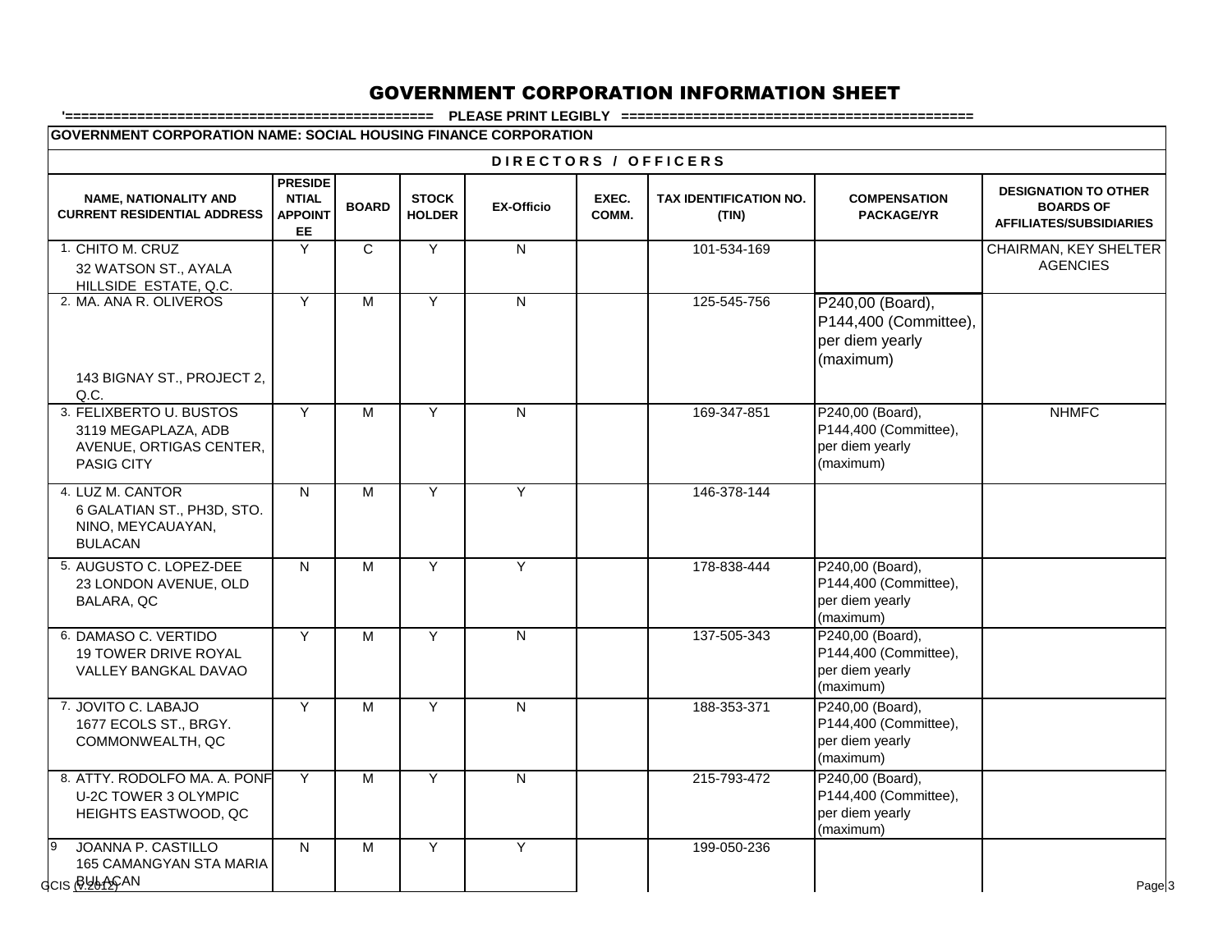# GOVERNMENT CORPORATION INFORMATION SHEET

'============================================ PLEASE PRINT LEGIBLY ==========================================

| GOVERNMENT CORPORATION NAME: SOCIAL HOUSING FINANCE CORPORATION | | | | | | | | |
|---|---|---|---|---|---|---|---|---|
| **DIRECTORS / OFFICERS** | | | | | | | | |
| **NAME, NATIONALITY AND CURRENT RESIDENTIAL ADDRESS** | **PRESIDENTIAL APPOINTEE** | **BOARD** | **STOCK HOLDER** | **EX-Officio** | **EXEC. COMM.** | **TAX IDENTIFICATION NO. (TIN)** | **COMPENSATION PACKAGE/YR** | **DESIGNATION TO OTHER BOARDS OF AFFILIATES/SUBSIDIARIES** |
| 1. CHITO M. CRUZ<br>32 WATSON ST., AYALA HILLSIDE ESTATE, Q.C. | Y | C | Y | N | | 101-534-169 | | CHAIRMAN, KEY SHELTER AGENCIES |
| 2. MA. ANA R. OLIVEROS<br>143 BIGNAY ST., PROJECT 2, Q.C. | Y | M | Y | N | | 125-545-756 | P240,00 (Board), P144,400 (Committee), per diem yearly (maximum) | |
| 3. FELIXBERTO U. BUSTOS<br>3119 MEGAPLAZA, ADB AVENUE, ORTIGAS CENTER, PASIG CITY | Y | M | Y | N | | 169-347-851 | P240,00 (Board), P144,400 (Committee), per diem yearly (maximum) | NHMFC |
| 4. LUZ M. CANTOR<br>6 GALATIAN ST., PH3D, STO. NINO, MEYCAUAYAN, BULACAN | N | M | Y | Y | | 146-378-144 | | |
| 5. AUGUSTO C. LOPEZ-DEE<br>23 LONDON AVENUE, OLD BALARA, QC | N | M | Y | Y | | 178-838-444 | P240,00 (Board), P144,400 (Committee), per diem yearly (maximum) | |
| 6. DAMASO C. VERTIDO<br>19 TOWER DRIVE ROYAL VALLEY BANGKAL DAVAO | Y | M | Y | N | | 137-505-343 | P240,00 (Board), P144,400 (Committee), per diem yearly (maximum) | |
| 7. JOVITO C. LABAJO<br>1677 ECOLS ST., BRGY. COMMONWEALTH, QC | Y | M | Y | N | | 188-353-371 | P240,00 (Board), P144,400 (Committee), per diem yearly (maximum) | |
| 8. ATTY. RODOLFO MA. A. PONF<br>U-2C TOWER 3 OLYMPIC HEIGHTS EASTWOOD, QC | Y | M | Y | N | | 215-793-472 | P240,00 (Board), P144,400 (Committee), per diem yearly (maximum) | |
| 9 JOANNA P. CASTILLO<br>165 CAMANGYAN STA MARIA BULACAN | N | M | Y | Y | | 199-050-236 | | |

GCIS (v.2012)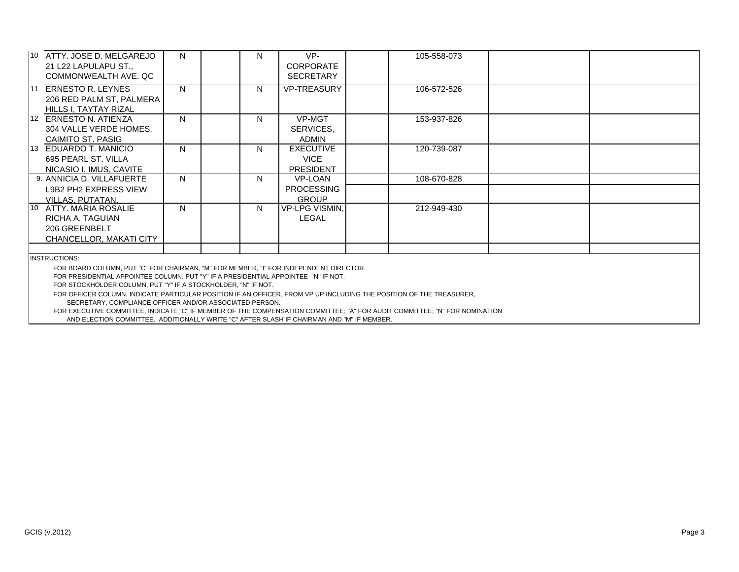| | | | | | | | | |
|---|---|---|---|---|---|---|---|---|
| 10 ATTY. JOSE D. MELGAREJO 21 L22 LAPULAPU ST., COMMONWEALTH AVE. QC | N | | N | VP-CORPORATE SECRETARY | | 105-558-073 | | |
| 11 ERNESTO R. LEYNES 206 RED PALM ST, PALMERA HILLS I, TAYTAY RIZAL | N | | N | VP-TREASURY | | 106-572-526 | | |
| 12 ERNESTO N. ATIENZA 304 VALLE VERDE HOMES, CAIMITO ST. PASIG | N | | N | VP-MGT SERVICES, ADMIN | | 153-937-826 | | |
| 13 EDUARDO T. MANICIO 695 PEARL ST. VILLA NICASIO I, IMUS, CAVITE | N | | N | EXECUTIVE VICE PRESIDENT | | 120-739-087 | | |
| 9. ANNICIA D. VILLAFUERTE L9B2 PH2 EXPRESS VIEW VILLAS, PUTATAN, | N | | N | VP-LOAN PROCESSING GROUP | | 108-670-828 | | |
| 10 ATTY. MARIA ROSALIE RICHA A. TAGUIAN 206 GREENBELT CHANCELLOR, MAKATI CITY | N | | N | VP-LPG VISMIN, LEGAL | | 212-949-430 | | |
| | | | | | | | | |

INSTRUCTIONS:

FOR BOARD COLUMN, PUT "C" FOR CHAIRMAN, "M" FOR MEMBER, "I" FOR INDEPENDENT DIRECTOR.
FOR PRESIDENTIAL APPOINTEE COLUMN, PUT "Y" IF A PRESIDENTIAL APPOINTEE "N" IF NOT.
FOR STOCKHOLDER COLUMN, PUT "Y" IF A STOCKHOLDER, "N" IF NOT.
FOR OFFICER COLUMN, INDICATE PARTICULAR POSITION IF AN OFFICER, FROM VP UP INCLUDING THE POSITION OF THE TREASURER, SECRETARY, COMPLIANCE OFFICER AND/OR ASSOCIATED PERSON.
FOR EXECUTIVE COMMITTEE, INDICATE "C" IF MEMBER OF THE COMPENSATION COMMITTEE; "A" FOR AUDIT COMMITTEE; "N" FOR NOMINATION AND ELECTION COMMITTEE. ADDITIONALLY WRITE "C" AFTER SLASH IF CHAIRMAN AND "M" IF MEMBER.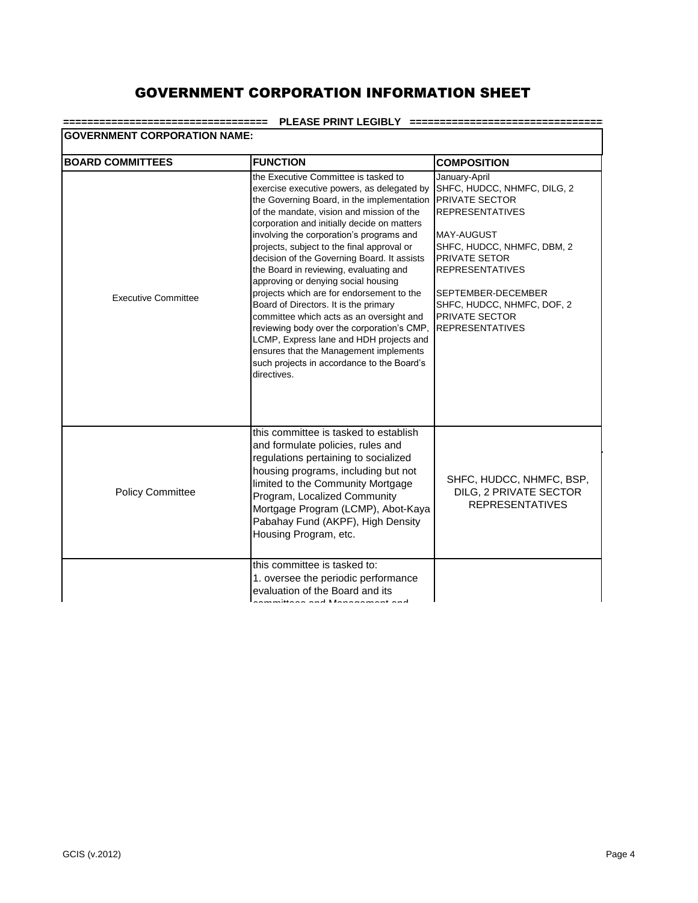# GOVERNMENT CORPORATION INFORMATION SHEET

================================= PLEASE PRINT LEGIBLY =================================

**GOVERNMENT CORPORATION NAME:**

| BOARD COMMITTEES | FUNCTION | COMPOSITION |
|---|---|---|
| Executive Committee | the Executive Committee is tasked to exercise executive powers, as delegated by the Governing Board, in the implementation of the mandate, vision and mission of the corporation and initially decide on matters involving the corporation's programs and projects, subject to the final approval or decision of the Governing Board. It assists the Board in reviewing, evaluating and approving or denying social housing projects which are for endorsement to the Board of Directors. It is the primary committee which acts as an oversight and reviewing body over the corporation's CMP, LCMP, Express lane and HDH projects and ensures that the Management implements such projects in accordance to the Board's directives. | January-April<br>SHFC, HUDCC, NHMFC, DILG, 2 PRIVATE SECTOR REPRESENTATIVES<br><br>MAY-AUGUST<br>SHFC, HUDCC, NHMFC, DBM, 2 PRIVATE SETOR REPRESENTATIVES<br><br>SEPTEMBER-DECEMBER<br>SHFC, HUDCC, NHMFC, DOF, 2 PRIVATE SECTOR REPRESENTATIVES |
| Policy Committee | this committee is tasked to establish and formulate policies, rules and regulations pertaining to socialized housing programs, including but not limited to the Community Mortgage Program, Localized Community Mortgage Program (LCMP), Abot-Kaya Pabahay Fund (AKPF), High Density Housing Program, etc. | SHFC, HUDCC, NHMFC, BSP, DILG, 2 PRIVATE SECTOR REPRESENTATIVES |
| | this committee is tasked to:<br>1. oversee the periodic performance evaluation of the Board and its committees and Management and | |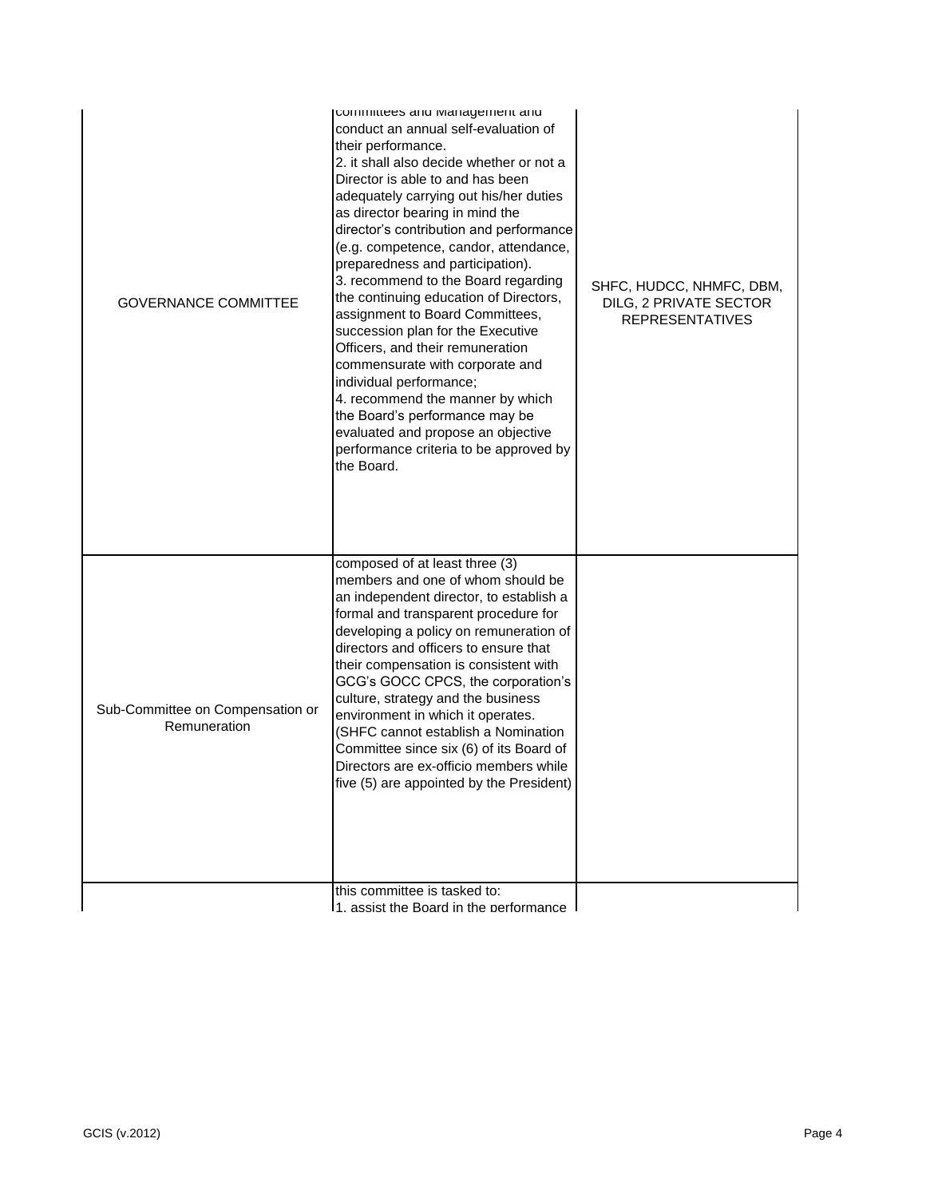| | | |
|---|---|---|
| GOVERNANCE COMMITTEE | committees and Management and conduct an annual self-evaluation of their performance.<br>2. it shall also decide whether or not a Director is able to and has been adequately carrying out his/her duties as director bearing in mind the director's contribution and performance (e.g. competence, candor, attendance, preparedness and participation).<br>3. recommend to the Board regarding the continuing education of Directors, assignment to Board Committees, succession plan for the Executive Officers, and their remuneration commensurate with corporate and individual performance;<br>4. recommend the manner by which the Board's performance may be evaluated and propose an objective performance criteria to be approved by the Board. | SHFC, HUDCC, NHMFC, DBM, DILG, 2 PRIVATE SECTOR REPRESENTATIVES |
| Sub-Committee on Compensation or Remuneration | composed of at least three (3) members and one of whom should be an independent director, to establish a formal and transparent procedure for developing a policy on remuneration of directors and officers to ensure that their compensation is consistent with GCG's GOCC CPCS, the corporation's culture, strategy and the business environment in which it operates. (SHFC cannot establish a Nomination Committee since six (6) of its Board of Directors are ex-officio members while five (5) are appointed by the President) | |
| | this committee is tasked to:<br>1. assist the Board in the performance | |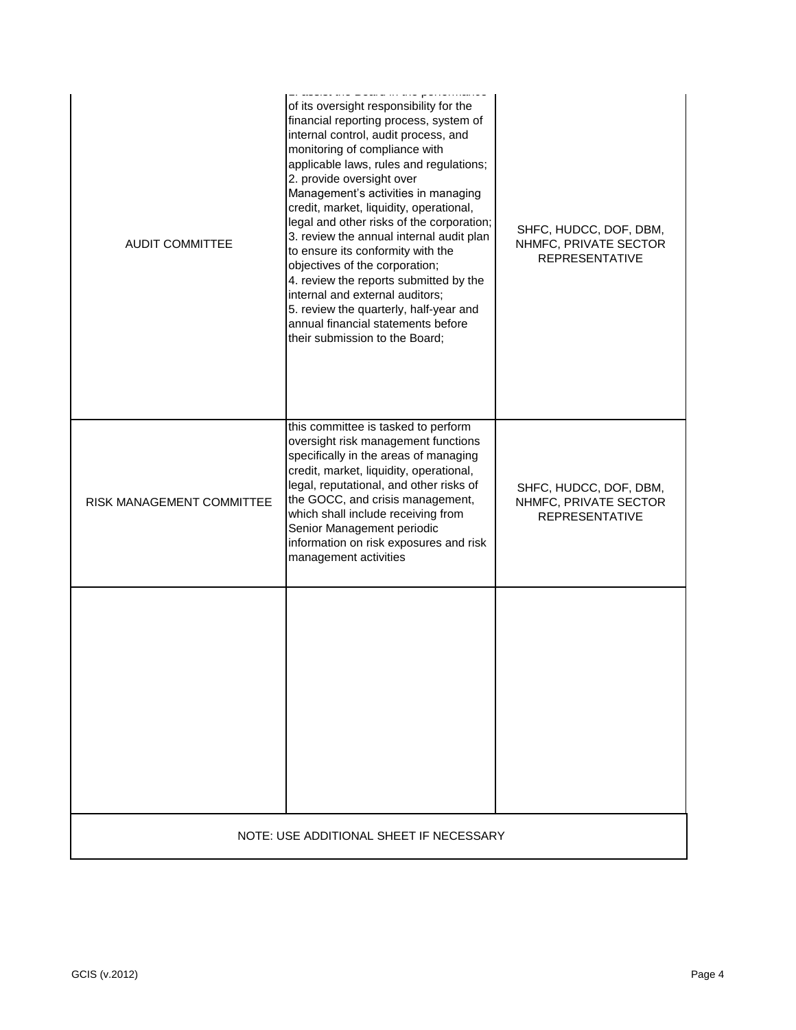| | | |
|---|---|---|
| AUDIT COMMITTEE | 1. assist the Board in the performance of its oversight responsibility for the financial reporting process, system of internal control, audit process, and monitoring of compliance with applicable laws, rules and regulations;<br>2. provide oversight over Management's activities in managing credit, market, liquidity, operational, legal and other risks of the corporation;<br>3. review the annual internal audit plan to ensure its conformity with the objectives of the corporation;<br>4. review the reports submitted by the internal and external auditors;<br>5. review the quarterly, half-year and annual financial statements before their submission to the Board; | SHFC, HUDCC, DOF, DBM, NHMFC, PRIVATE SECTOR REPRESENTATIVE |
| RISK MANAGEMENT COMMITTEE | this committee is tasked to perform oversight risk management functions specifically in the areas of managing credit, market, liquidity, operational, legal, reputational, and other risks of the GOCC, and crisis management, which shall include receiving from Senior Management periodic information on risk exposures and risk management activities | SHFC, HUDCC, DOF, DBM, NHMFC, PRIVATE SECTOR REPRESENTATIVE |
| | | |

NOTE: USE ADDITIONAL SHEET IF NECESSARY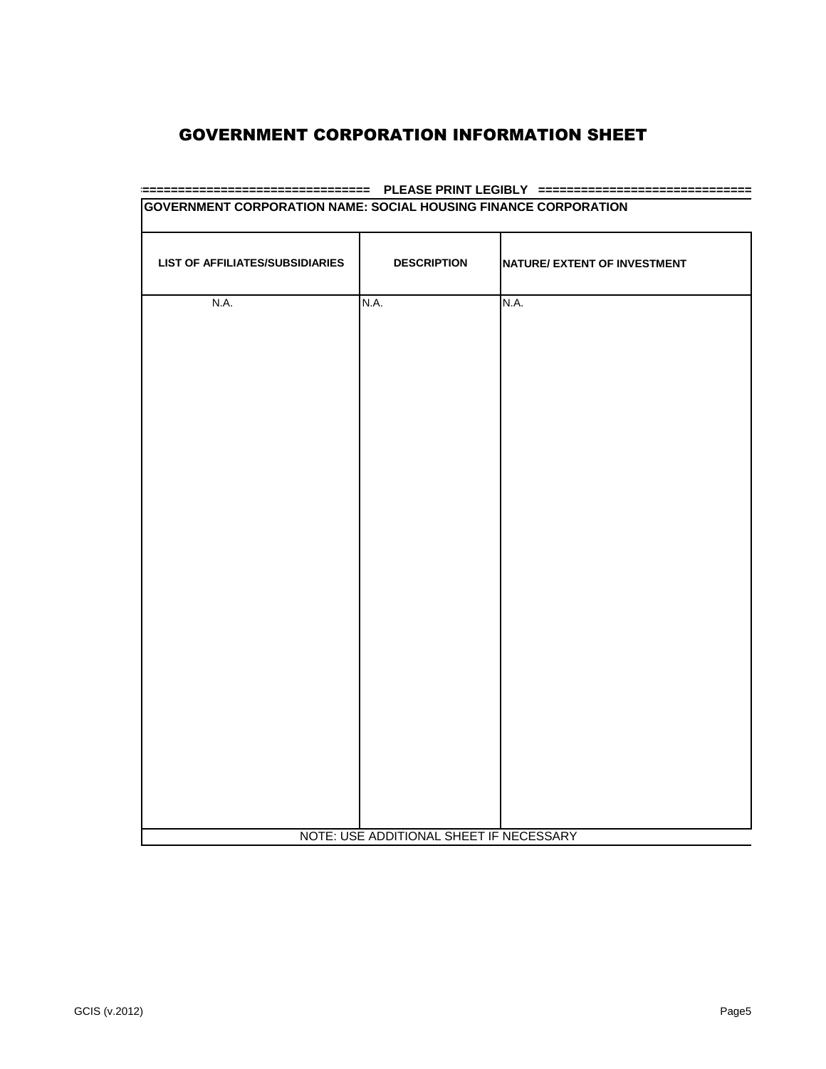# GOVERNMENT CORPORATION INFORMATION SHEET

=============================== PLEASE PRINT LEGIBLY ==============================

**GOVERNMENT CORPORATION NAME: SOCIAL HOUSING FINANCE CORPORATION**

| LIST OF AFFILIATES/SUBSIDIARIES | DESCRIPTION | NATURE/ EXTENT OF INVESTMENT |
|---|---|---|
| N.A. | N.A. | N.A. |

NOTE: USE ADDITIONAL SHEET IF NECESSARY

GCIS (v.2012)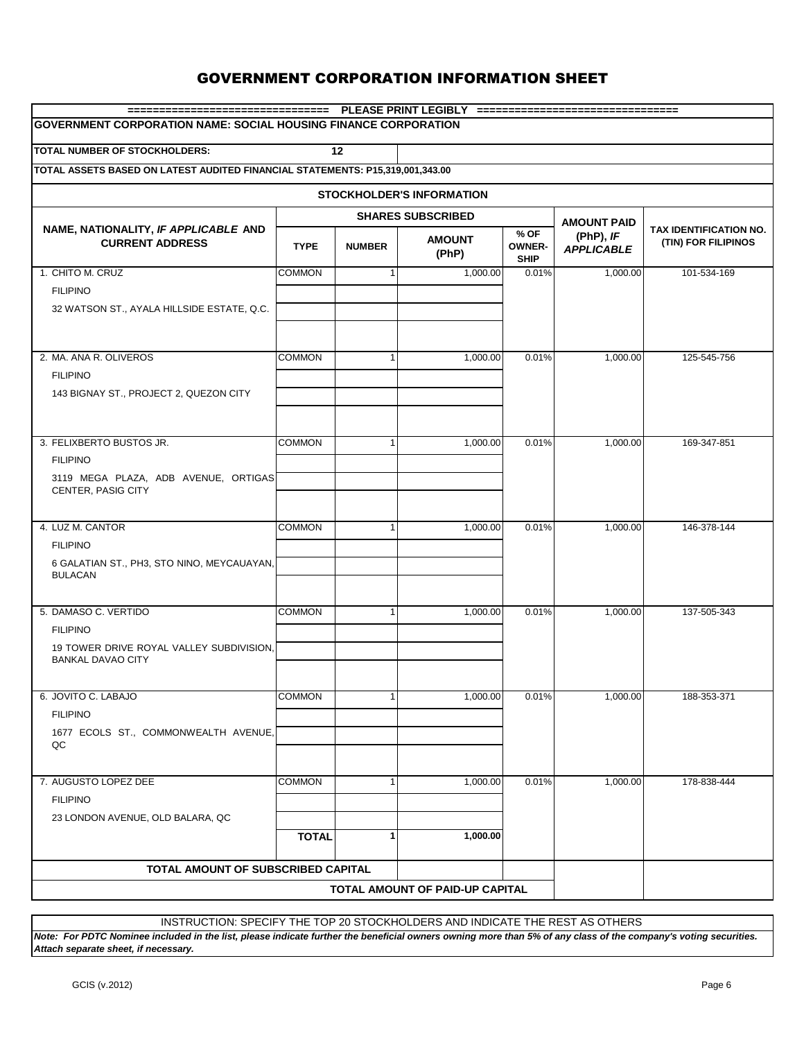# GOVERNMENT CORPORATION INFORMATION SHEET

=============================== PLEASE PRINT LEGIBLY ===============================

**GOVERNMENT CORPORATION NAME: SOCIAL HOUSING FINANCE CORPORATION**

**TOTAL NUMBER OF STOCKHOLDERS:** 12

**TOTAL ASSETS BASED ON LATEST AUDITED FINANCIAL STATEMENTS: P15,319,001,343.00**

**STOCKHOLDER'S INFORMATION**

| NAME, NATIONALITY, *IF APPLICABLE* AND CURRENT ADDRESS | SHARES SUBSCRIBED | | | | AMOUNT PAID (PhP), *IF APPLICABLE* | TAX IDENTIFICATION NO. (TIN) FOR FILIPINOS |
|---|---|---|---|---|---|---|
| | TYPE | NUMBER | AMOUNT (PhP) | % OF OWNER-SHIP | | |
| 1. CHITO M. CRUZ | COMMON | 1 | 1,000.00 | 0.01% | 1,000.00 | 101-534-169 |
| FILIPINO | | | | | | |
| 32 WATSON ST., AYALA HILLSIDE ESTATE, Q.C. | | | | | | |
| 2. MA. ANA R. OLIVEROS | COMMON | 1 | 1,000.00 | 0.01% | 1,000.00 | 125-545-756 |
| FILIPINO | | | | | | |
| 143 BIGNAY ST., PROJECT 2, QUEZON CITY | | | | | | |
| 3. FELIXBERTO BUSTOS JR. | COMMON | 1 | 1,000.00 | 0.01% | 1,000.00 | 169-347-851 |
| FILIPINO | | | | | | |
| 3119 MEGA PLAZA, ADB AVENUE, ORTIGAS CENTER, PASIG CITY | | | | | | |
| 4. LUZ M. CANTOR | COMMON | 1 | 1,000.00 | 0.01% | 1,000.00 | 146-378-144 |
| FILIPINO | | | | | | |
| 6 GALATIAN ST., PH3, STO NINO, MEYCAUAYAN, BULACAN | | | | | | |
| 5. DAMASO C. VERTIDO | COMMON | 1 | 1,000.00 | 0.01% | 1,000.00 | 137-505-343 |
| FILIPINO | | | | | | |
| 19 TOWER DRIVE ROYAL VALLEY SUBDIVISION, BANKAL DAVAO CITY | | | | | | |
| 6. JOVITO C. LABAJO | COMMON | 1 | 1,000.00 | 0.01% | 1,000.00 | 188-353-371 |
| FILIPINO | | | | | | |
| 1677 ECOLS ST., COMMONWEALTH AVENUE, QC | | | | | | |
| 7. AUGUSTO LOPEZ DEE | COMMON | 1 | 1,000.00 | 0.01% | 1,000.00 | 178-838-444 |
| FILIPINO | | | | | | |
| 23 LONDON AVENUE, OLD BALARA, QC | | | | | | |
| | **TOTAL** | **1** | **1,000.00** | | | |
| **TOTAL AMOUNT OF SUBSCRIBED CAPITAL** | | | | | | |
| | | | **TOTAL AMOUNT OF PAID-UP CAPITAL** | | | |

INSTRUCTION: SPECIFY THE TOP 20 STOCKHOLDERS AND INDICATE THE REST AS OTHERS

***Note: For PDTC Nominee included in the list, please indicate further the beneficial owners owning more than 5% of any class of the company's voting securities. Attach separate sheet, if necessary.***

GCIS (v.2012)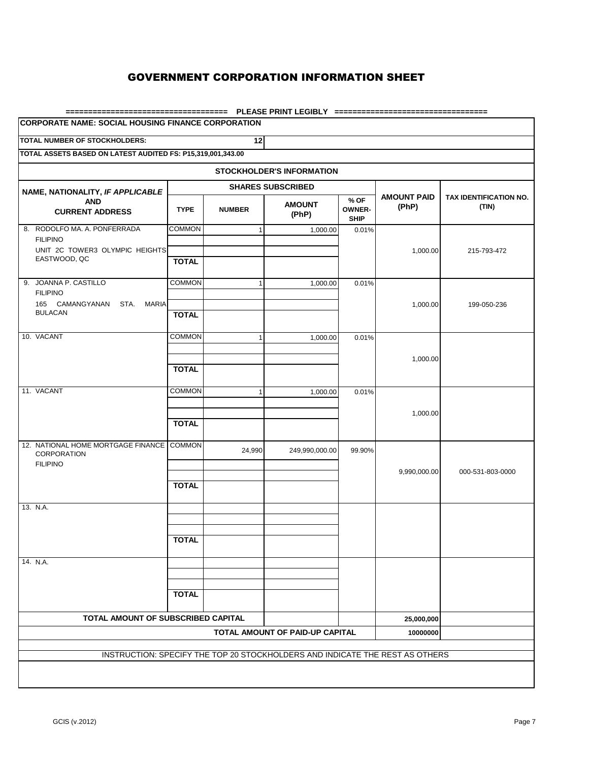# GOVERNMENT CORPORATION INFORMATION SHEET

=================================== PLEASE PRINT LEGIBLY =================================

**CORPORATE NAME: SOCIAL HOUSING FINANCE CORPORATION**

**TOTAL NUMBER OF STOCKHOLDERS:** 12

**TOTAL ASSETS BASED ON LATEST AUDITED FS: P15,319,001,343.00**

**STOCKHOLDER'S INFORMATION**

| NAME, NATIONALITY, *IF APPLICABLE* AND CURRENT ADDRESS | SHARES SUBSCRIBED | | | | AMOUNT PAID (PhP) | TAX IDENTIFICATION NO. (TIN) |
|---|---|---|---|---|---|---|
| | TYPE | NUMBER | AMOUNT (PhP) | % OF OWNER-SHIP | | |
| 8. RODOLFO MA. A. PONFERRADA<br>FILIPINO<br>UNIT 2C TOWER3 OLYMPIC HEIGHTS EASTWOOD, QC | COMMON | 1 | 1,000.00 | 0.01% | 1,000.00 | 215-793-472 |
| | **TOTAL** | | | | | |
| 9. JOANNA P. CASTILLO<br>FILIPINO<br>165 CAMANGYANAN STA. MARIA BULACAN | COMMON | 1 | 1,000.00 | 0.01% | 1,000.00 | 199-050-236 |
| | **TOTAL** | | | | | |
| 10. VACANT | COMMON | 1 | 1,000.00 | 0.01% | 1,000.00 | |
| | **TOTAL** | | | | | |
| 11. VACANT | COMMON | 1 | 1,000.00 | 0.01% | 1,000.00 | |
| | **TOTAL** | | | | | |
| 12. NATIONAL HOME MORTGAGE FINANCE CORPORATION<br>FILIPINO | COMMON | 24,990 | 249,990,000.00 | 99.90% | 9,990,000.00 | 000-531-803-0000 |
| | **TOTAL** | | | | | |
| 13. N.A. | | | | | | |
| | **TOTAL** | | | | | |
| 14. N.A. | | | | | | |
| | **TOTAL** | | | | | |
| **TOTAL AMOUNT OF SUBSCRIBED CAPITAL** | | | | | **25,000,000** | |
| **TOTAL AMOUNT OF PAID-UP CAPITAL** | | | | | **10000000** | |

INSTRUCTION: SPECIFY THE TOP 20 STOCKHOLDERS AND INDICATE THE REST AS OTHERS

GCIS (v.2012)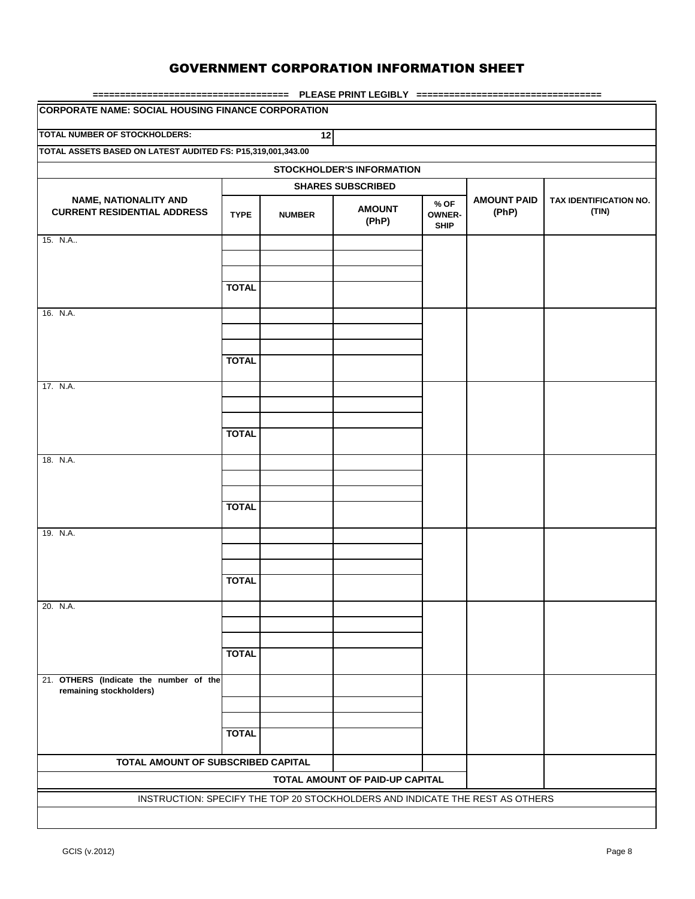# GOVERNMENT CORPORATION INFORMATION SHEET

================================== PLEASE PRINT LEGIBLY ================================

**CORPORATE NAME: SOCIAL HOUSING FINANCE CORPORATION**

**TOTAL NUMBER OF STOCKHOLDERS:** 12

**TOTAL ASSETS BASED ON LATEST AUDITED FS: P15,319,001,343.00**

**STOCKHOLDER'S INFORMATION**

| NAME, NATIONALITY AND CURRENT RESIDENTIAL ADDRESS | SHARES SUBSCRIBED | | | | AMOUNT PAID (PhP) | TAX IDENTIFICATION NO. (TIN) |
|---|---|---|---|---|---|---|
| | TYPE | NUMBER | AMOUNT (PhP) | % OF OWNER-SHIP | | |
| 15. N.A.. | | | | | | |
| | | | | | | |
| | | | | | | |
| | TOTAL | | | | | |
| 16. N.A. | | | | | | |
| | | | | | | |
| | | | | | | |
| | TOTAL | | | | | |
| 17. N.A. | | | | | | |
| | | | | | | |
| | | | | | | |
| | TOTAL | | | | | |
| 18. N.A. | | | | | | |
| | | | | | | |
| | | | | | | |
| | TOTAL | | | | | |
| 19. N.A. | | | | | | |
| | | | | | | |
| | | | | | | |
| | TOTAL | | | | | |
| 20. N.A. | | | | | | |
| | | | | | | |
| | | | | | | |
| | TOTAL | | | | | |
| 21. **OTHERS (Indicate the number of the remaining stockholders)** | | | | | | |
| | | | | | | |
| | | | | | | |
| | TOTAL | | | | | |
| **TOTAL AMOUNT OF SUBSCRIBED CAPITAL** | | | | | | |
| | | | **TOTAL AMOUNT OF PAID-UP CAPITAL** | | | |

INSTRUCTION: SPECIFY THE TOP 20 STOCKHOLDERS AND INDICATE THE REST AS OTHERS

GCIS (v.2012)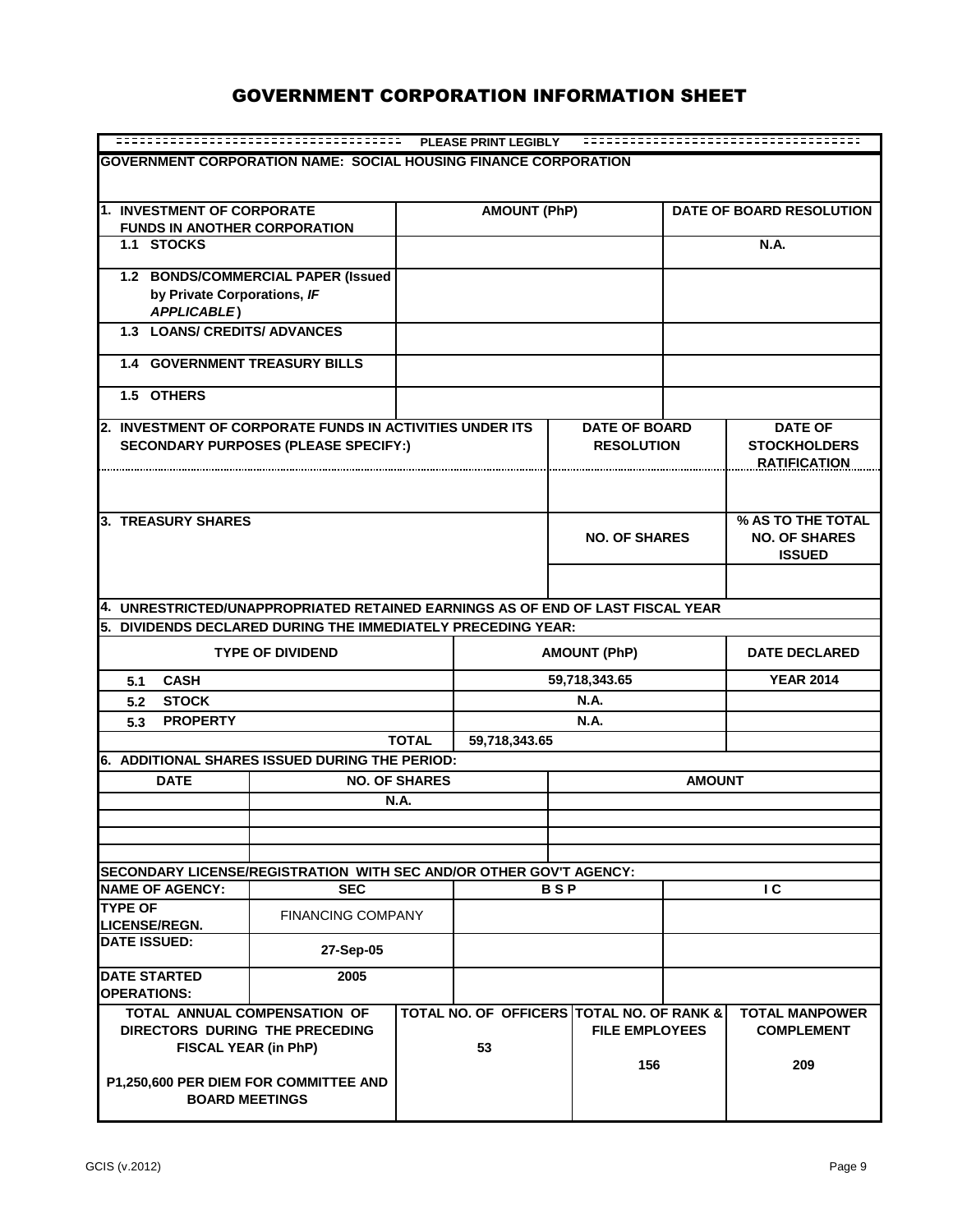# GOVERNMENT CORPORATION INFORMATION SHEET

PLEASE PRINT LEGIBLY

**GOVERNMENT CORPORATION NAME: SOCIAL HOUSING FINANCE CORPORATION**

| 1. INVESTMENT OF CORPORATE FUNDS IN ANOTHER CORPORATION | AMOUNT (PhP) | DATE OF BOARD RESOLUTION |
|---|---|---|
| 1.1 STOCKS | | N.A. |
| 1.2 BONDS/COMMERCIAL PAPER (Issued by Private Corporations, *IF APPLICABLE*) | | |
| 1.3 LOANS/ CREDITS/ ADVANCES | | |
| 1.4 GOVERNMENT TREASURY BILLS | | |
| 1.5 OTHERS | | |

| 2. INVESTMENT OF CORPORATE FUNDS IN ACTIVITIES UNDER ITS SECONDARY PURPOSES (PLEASE SPECIFY:) | DATE OF BOARD RESOLUTION | DATE OF STOCKHOLDERS RATIFICATION |
|---|---|---|
| | | |

| 3. TREASURY SHARES | NO. OF SHARES | % AS TO THE TOTAL NO. OF SHARES ISSUED |
|---|---|---|
| | | |

**4. UNRESTRICTED/UNAPPROPRIATED RETAINED EARNINGS AS OF END OF LAST FISCAL YEAR**

**5. DIVIDENDS DECLARED DURING THE IMMEDIATELY PRECEDING YEAR:**

| TYPE OF DIVIDEND | AMOUNT (PhP) | DATE DECLARED |
|---|---|---|
| 5.1 CASH | 59,718,343.65 | YEAR 2014 |
| 5.2 STOCK | N.A. | |
| 5.3 PROPERTY | N.A. | |
| TOTAL | 59,718,343.65 | |

**6. ADDITIONAL SHARES ISSUED DURING THE PERIOD:**

| DATE | NO. OF SHARES | AMOUNT |
|---|---|---|
| | N.A. | |
| | | |
| | | |
| | | |

**SECONDARY LICENSE/REGISTRATION WITH SEC AND/OR OTHER GOV'T AGENCY:**

| NAME OF AGENCY: | SEC | B S P | I C |
|---|---|---|---|
| TYPE OF LICENSE/REGN. | FINANCING COMPANY | | |
| DATE ISSUED: | 27-Sep-05 | | |
| DATE STARTED OPERATIONS: | 2005 | | |

| TOTAL ANNUAL COMPENSATION OF DIRECTORS DURING THE PRECEDING FISCAL YEAR (in PhP) | TOTAL NO. OF OFFICERS | TOTAL NO. OF RANK & FILE EMPLOYEES | TOTAL MANPOWER COMPLEMENT |
|---|---|---|---|
| P1,250,600 PER DIEM FOR COMMITTEE AND BOARD MEETINGS | 53 | 156 | 209 |

GCIS (v.2012)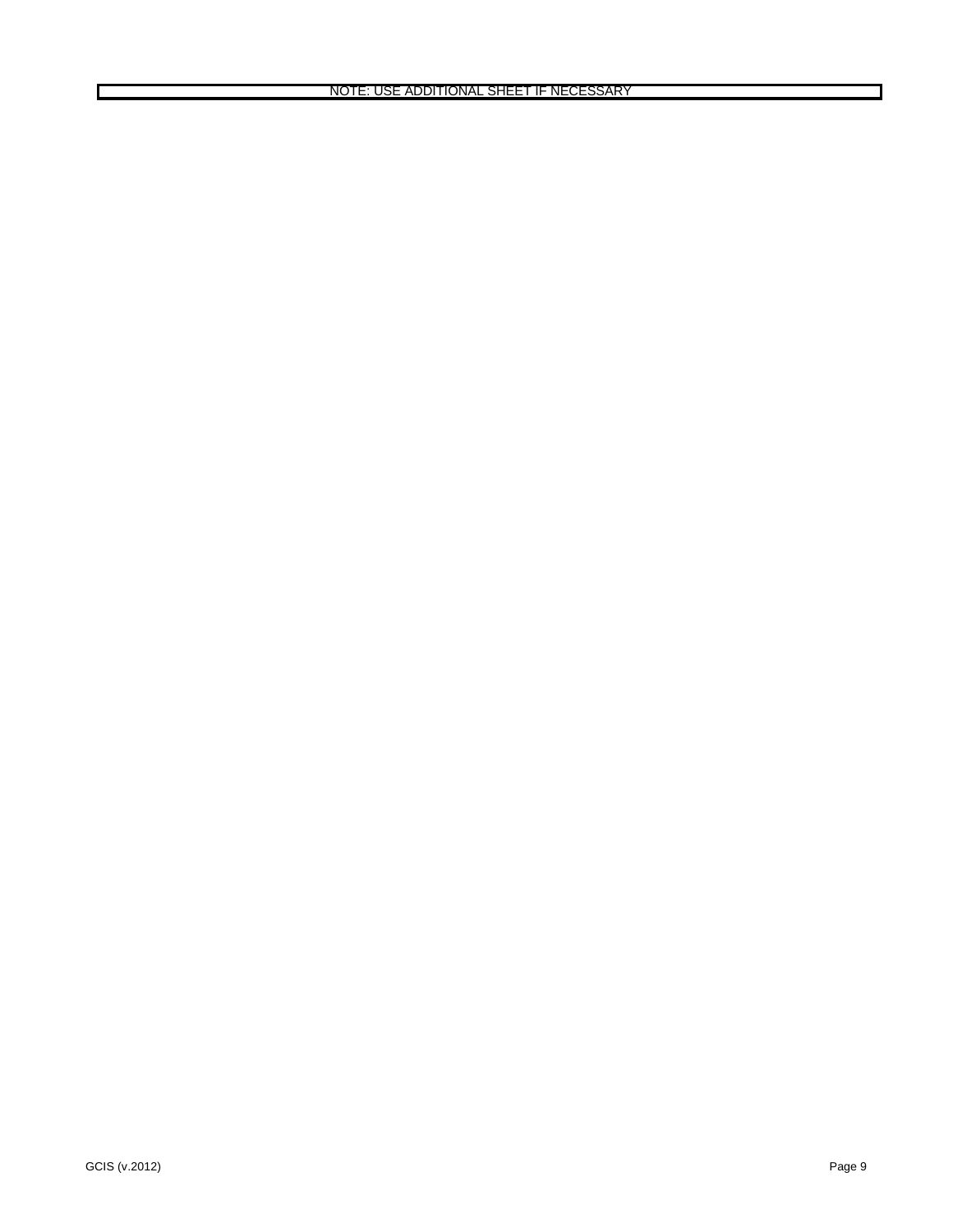NOTE: USE ADDITIONAL SHEET IF NECESSARY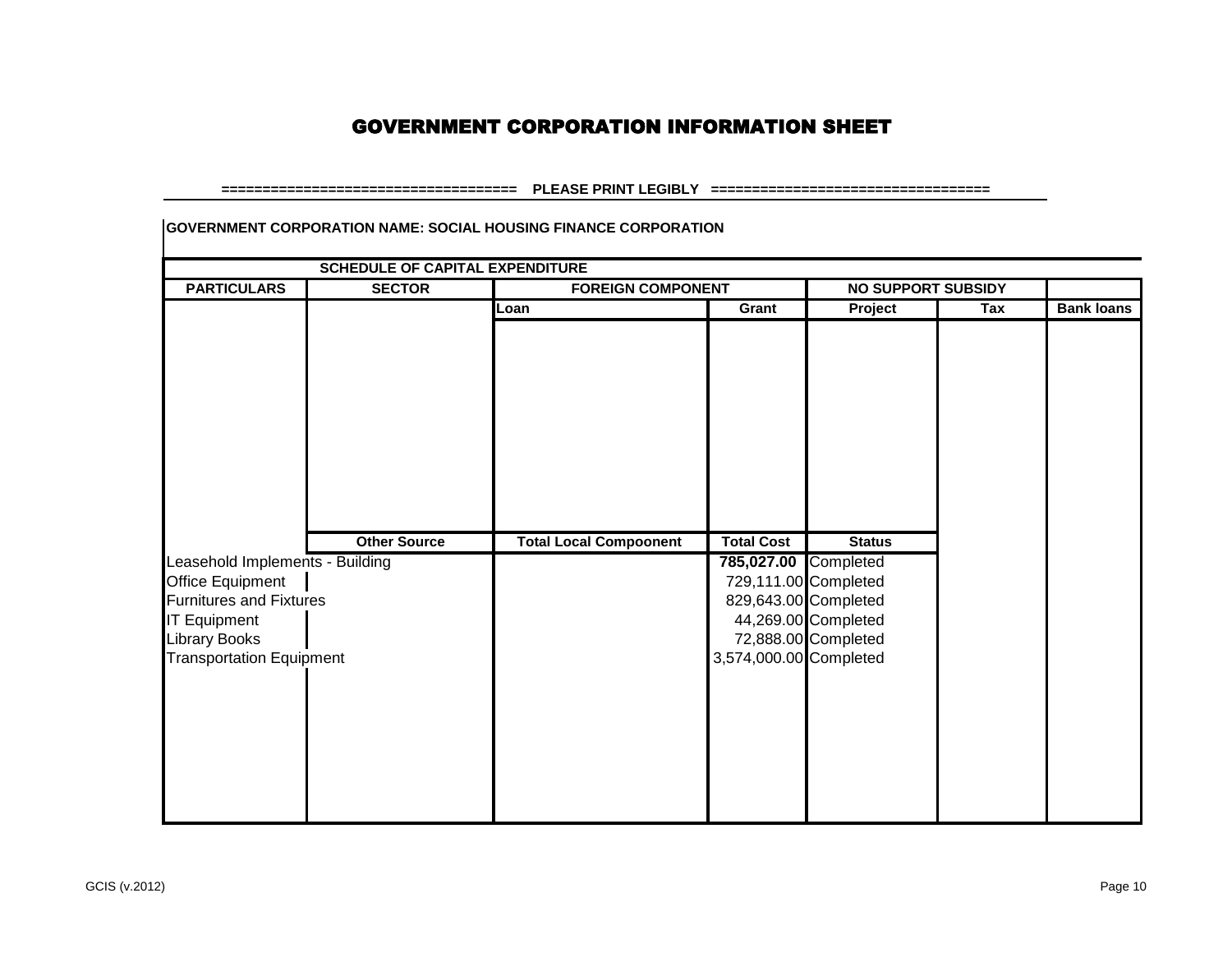# GOVERNMENT CORPORATION INFORMATION SHEET

==================================== PLEASE PRINT LEGIBLY =================================

**GOVERNMENT CORPORATION NAME: SOCIAL HOUSING FINANCE CORPORATION**

**SCHEDULE OF CAPITAL EXPENDITURE**

| PARTICULARS | SECTOR | FOREIGN COMPONENT | | NO SUPPORT SUBSIDY | | |
|---|---|---|---|---|---|---|
| | | Loan | Grant | Project | Tax | Bank loans |
| | Other Source | Total Local Compooonent | Total Cost | Status | | |
| Leasehold Implements - Building | | | **785,027.00** | Completed | | |
| Office Equipment | | | 729,111.00 | Completed | | |
| Furnitures and Fixtures | | | 829,643.00 | Completed | | |
| IT Equipment | | | 44,269.00 | Completed | | |
| Library Books | | | 72,888.00 | Completed | | |
| Transportation Equipment | | | 3,574,000.00 | Completed | | |

GCIS (v.2012)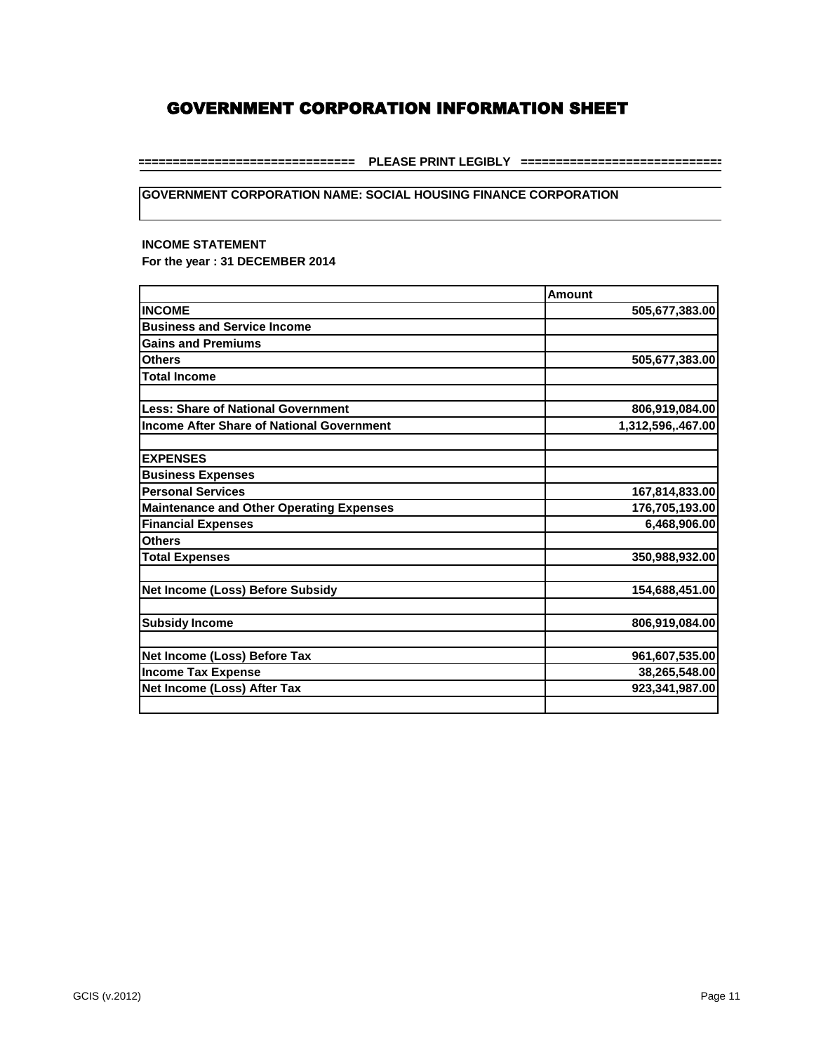# GOVERNMENT CORPORATION INFORMATION SHEET

============================== PLEASE PRINT LEGIBLY ==============================

**GOVERNMENT CORPORATION NAME: SOCIAL HOUSING FINANCE CORPORATION**

**INCOME STATEMENT**
**For the year : 31 DECEMBER 2014**

| | Amount |
|---|---|
| **INCOME** | 505,677,383.00 |
| **Business and Service Income** | |
| **Gains and Premiums** | |
| **Others** | 505,677,383.00 |
| **Total Income** | |
| | |
| **Less: Share of National Government** | 806,919,084.00 |
| **Income After Share of National Government** | 1,312,596,.467.00 |
| | |
| **EXPENSES** | |
| **Business Expenses** | |
| **Personal Services** | 167,814,833.00 |
| **Maintenance and Other Operating Expenses** | 176,705,193.00 |
| **Financial Expenses** | 6,468,906.00 |
| **Others** | |
| **Total Expenses** | 350,988,932.00 |
| | |
| **Net Income (Loss) Before Subsidy** | 154,688,451.00 |
| | |
| **Subsidy Income** | 806,919,084.00 |
| | |
| **Net Income (Loss) Before Tax** | 961,607,535.00 |
| **Income Tax Expense** | 38,265,548.00 |
| **Net Income (Loss) After Tax** | 923,341,987.00 |
| | |

GCIS (v.2012)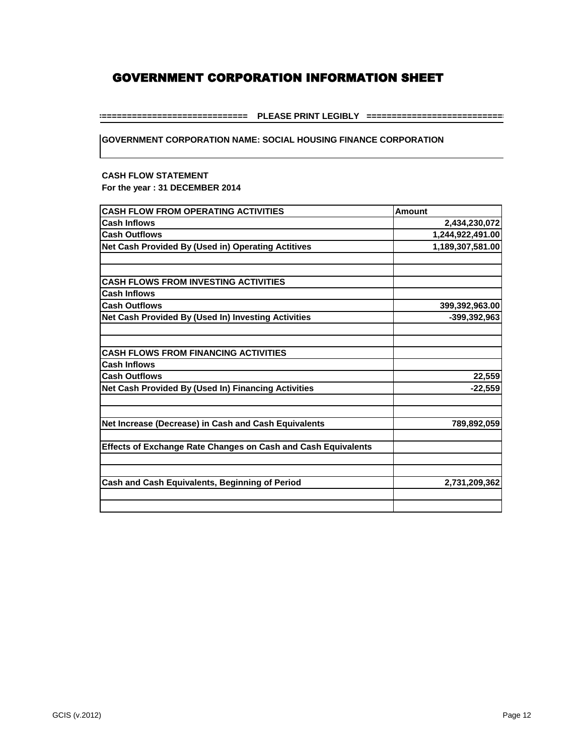# GOVERNMENT CORPORATION INFORMATION SHEET

============================ PLEASE PRINT LEGIBLY ============================

**GOVERNMENT CORPORATION NAME: SOCIAL HOUSING FINANCE CORPORATION**

**CASH FLOW STATEMENT**
**For the year : 31 DECEMBER 2014**

| CASH FLOW FROM OPERATING ACTIVITIES | Amount |
|---|---|
| Cash Inflows | 2,434,230,072 |
| Cash Outflows | 1,244,922,491.00 |
| Net Cash Provided By (Used in) Operating Actitives | 1,189,307,581.00 |
| | |
| | |
| CASH FLOWS FROM INVESTING ACTIVITIES | |
| Cash Inflows | |
| Cash Outflows | 399,392,963.00 |
| Net Cash Provided By (Used In) Investing Activities | -399,392,963 |
| | |
| | |
| CASH FLOWS FROM FINANCING ACTIVITIES | |
| Cash Inflows | |
| Cash Outflows | 22,559 |
| Net Cash Provided By (Used In) Financing Activities | -22,559 |
| | |
| | |
| Net Increase (Decrease) in Cash and Cash Equivalents | 789,892,059 |
| | |
| Effects of Exchange Rate Changes on Cash and Cash Equivalents | |
| | |
| | |
| Cash and Cash Equivalents, Beginning of Period | 2,731,209,362 |
| | |
| | |

GCIS (v.2012)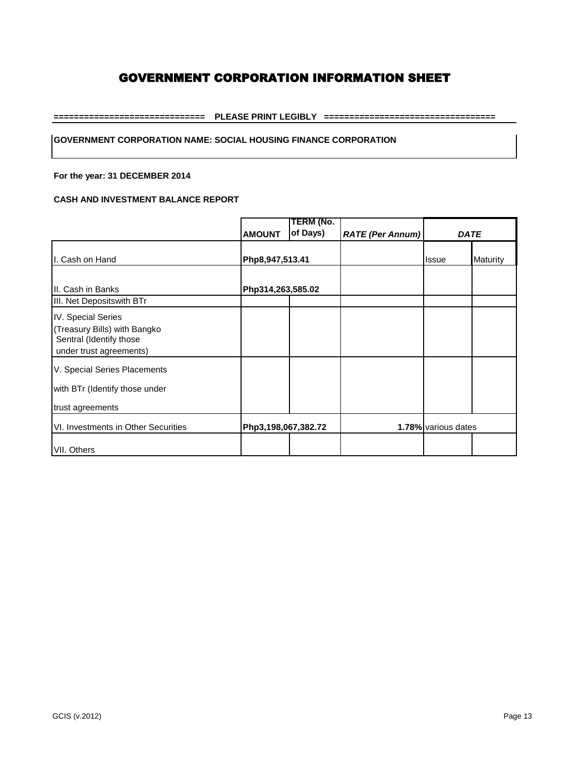# GOVERNMENT CORPORATION INFORMATION SHEET

============================== **PLEASE PRINT LEGIBLY** =================================

**GOVERNMENT CORPORATION NAME: SOCIAL HOUSING FINANCE CORPORATION**

**For the year: 31 DECEMBER 2014**

**CASH AND INVESTMENT BALANCE REPORT**

| | **AMOUNT** | **TERM (No. of Days)** | ***RATE (Per Annum)*** | ***DATE*** | |
|---|---|---|---|---|---|
| | | | | Issue | Maturity |
| I. Cash on Hand | **Php8,947,513.41** | | | | |
| II. Cash in Banks | **Php314,263,585.02** | | | | |
| III. Net Depositswith BTr | | | | | |
| IV. Special Series (Treasury Bills) with Bangko Sentral (Identify those under trust agreements) | | | | | |
| V. Special Series Placements with BTr (Identify those under trust agreements | | | | | |
| VI. Investments in Other Securities | **Php3,198,067,382.72** | | **1.78%** | various dates | |
| VII. Others | | | | | |

GCIS (v.2012)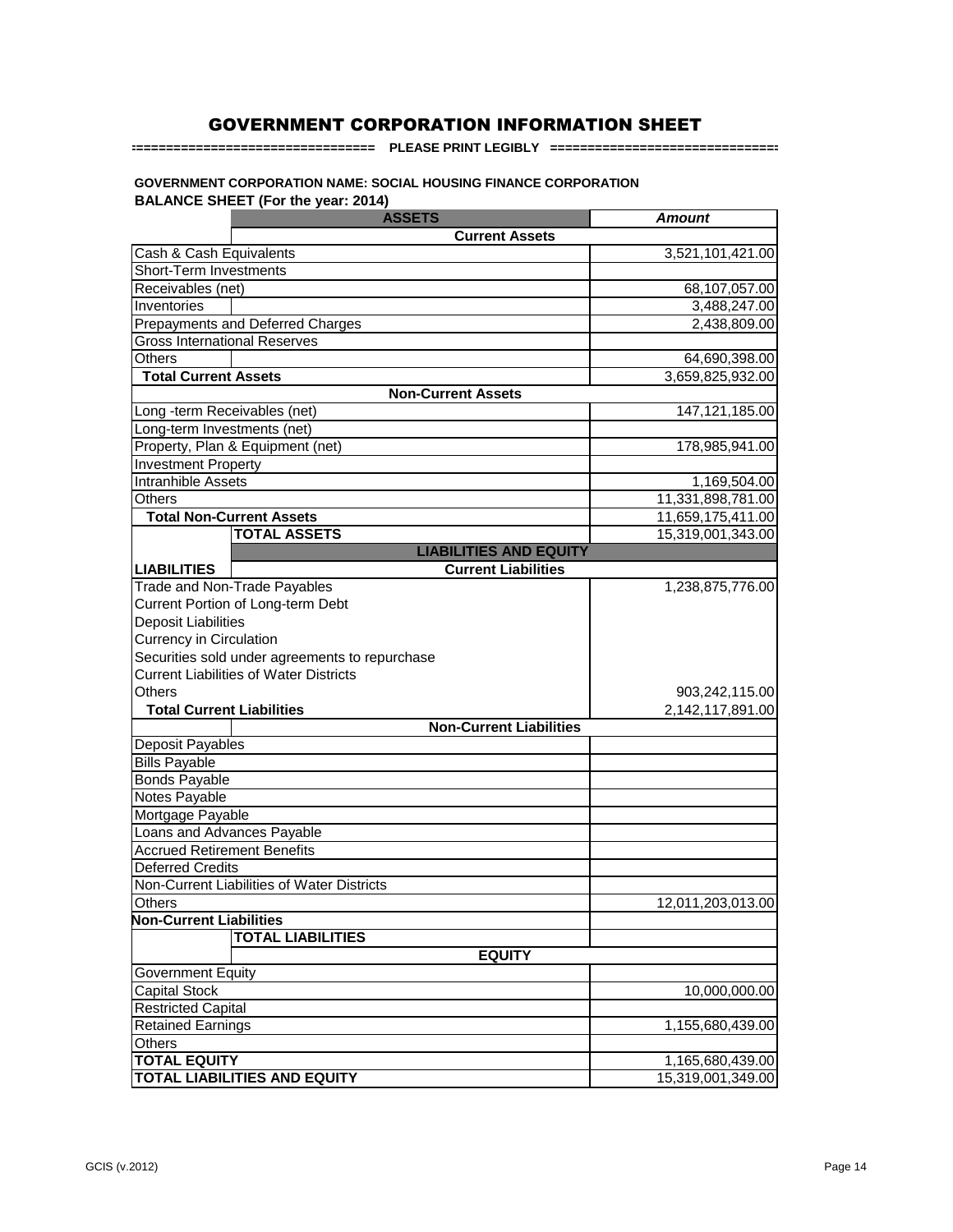# GOVERNMENT CORPORATION INFORMATION SHEET

================================ PLEASE PRINT LEGIBLY ================================

**GOVERNMENT CORPORATION NAME: SOCIAL HOUSING FINANCE CORPORATION**

**BALANCE SHEET (For the year: 2014)**

| ASSETS | *Amount* |
|---|---|
| **Current Assets** | |
| Cash & Cash Equivalents | 3,521,101,421.00 |
| Short-Term Investments | |
| Receivables (net) | 68,107,057.00 |
| Inventories | 3,488,247.00 |
| Prepayments and Deferred Charges | 2,438,809.00 |
| Gross International Reserves | |
| Others | 64,690,398.00 |
| **Total Current Assets** | 3,659,825,932.00 |
| **Non-Current Assets** | |
| Long -term Receivables (net) | 147,121,185.00 |
| Long-term Investments (net) | |
| Property, Plan & Equipment (net) | 178,985,941.00 |
| Investment Property | |
| Intranhible Assets | 1,169,504.00 |
| Others | 11,331,898,781.00 |
| **Total Non-Current Assets** | 11,659,175,411.00 |
| **TOTAL ASSETS** | 15,319,001,343.00 |
| **LIABILITIES AND EQUITY** | |
| **LIABILITIES** — **Current Liabilities** | |
| Trade and Non-Trade Payables | 1,238,875,776.00 |
| Current Portion of Long-term Debt | |
| Deposit Liabilities | |
| Currency in Circulation | |
| Securities sold under agreements to repurchase | |
| Current Liabilities of Water Districts | |
| Others | 903,242,115.00 |
| **Total Current Liabilities** | 2,142,117,891.00 |
| **Non-Current Liabilities** | |
| Deposit Payables | |
| Bills Payable | |
| Bonds Payable | |
| Notes Payable | |
| Mortgage Payable | |
| Loans and Advances Payable | |
| Accrued Retirement Benefits | |
| Deferred Credits | |
| Non-Current Liabilities of Water Districts | |
| Others | 12,011,203,013.00 |
| **Non-Current Liabilities** | |
| **TOTAL LIABILITIES** | |
| **EQUITY** | |
| Government Equity | |
| Capital Stock | 10,000,000.00 |
| Restricted Capital | |
| Retained Earnings | 1,155,680,439.00 |
| Others | |
| **TOTAL EQUITY** | 1,165,680,439.00 |
| **TOTAL LIABILITIES AND EQUITY** | 15,319,001,349.00 |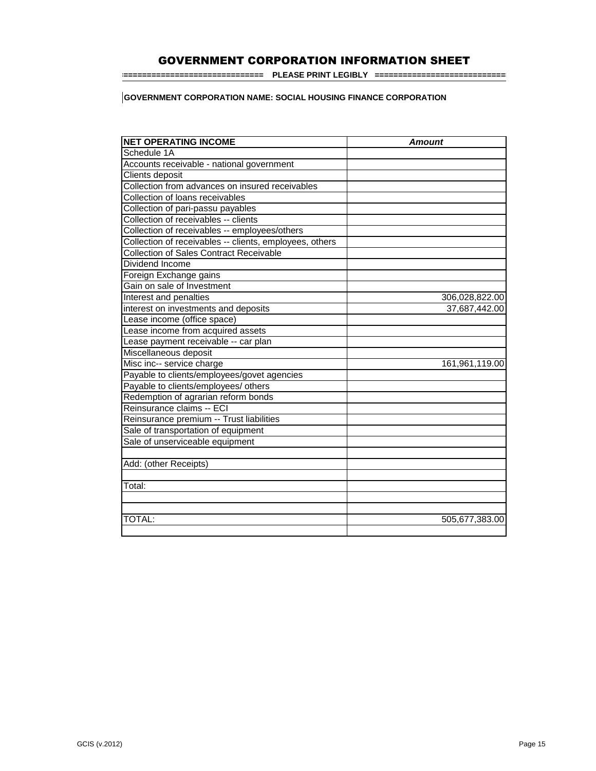# GOVERNMENT CORPORATION INFORMATION SHEET

============================== PLEASE PRINT LEGIBLY ==============================

**GOVERNMENT CORPORATION NAME: SOCIAL HOUSING FINANCE CORPORATION**

| NET OPERATING INCOME | *Amount* |
|---|---|
| Schedule 1A | |
| Accounts receivable - national government | |
| Clients deposit | |
| Collection from advances on insured receivables | |
| Collection of loans receivables | |
| Collection of pari-passu payables | |
| Collection of receivables -- clients | |
| Collection of receivables -- employees/others | |
| Collection of receivables -- clients, employees, others | |
| Collection of Sales Contract Receivable | |
| Dividend Income | |
| Foreign Exchange gains | |
| Gain on sale of Investment | |
| Interest and penalties | 306,028,822.00 |
| interest on investments and deposits | 37,687,442.00 |
| Lease income (office space) | |
| Lease income from acquired assets | |
| Lease payment receivable -- car plan | |
| Miscellaneous deposit | |
| Misc inc-- service charge | 161,961,119.00 |
| Payable to clients/employees/govet agencies | |
| Payable to clients/employees/ others | |
| Redemption of agrarian reform bonds | |
| Reinsurance claims -- ECI | |
| Reinsurance premium -- Trust liabilities | |
| Sale of transportation of equipment | |
| Sale of unserviceable equipment | |
| | |
| Add: (other Receipts) | |
| | |
| Total: | |
| | |
| | |
| TOTAL: | 505,677,383.00 |
| | |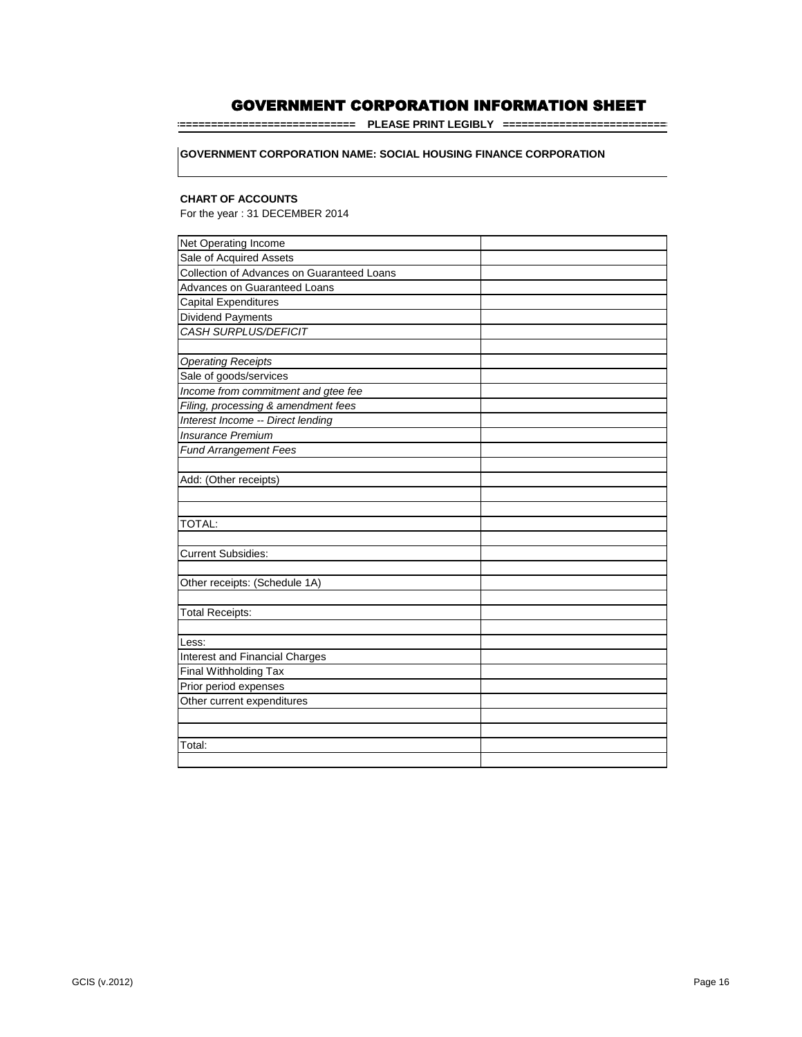# GOVERNMENT CORPORATION INFORMATION SHEET

============================ **PLEASE PRINT LEGIBLY** ============================

**GOVERNMENT CORPORATION NAME: SOCIAL HOUSING FINANCE CORPORATION**

**CHART OF ACCOUNTS**

For the year : 31 DECEMBER 2014

| | |
|---|---|
| Net Operating Income | |
| Sale of Acquired Assets | |
| Collection of Advances on Guaranteed Loans | |
| Advances on Guaranteed Loans | |
| Capital Expenditures | |
| Dividend Payments | |
| *CASH SURPLUS/DEFICIT* | |
| | |
| *Operating Receipts* | |
| Sale of goods/services | |
| *Income from commitment and gtee fee* | |
| *Filing, processing & amendment fees* | |
| *Interest Income -- Direct lending* | |
| *Insurance Premium* | |
| *Fund Arrangement Fees* | |
| | |
| Add: (Other receipts) | |
| | |
| | |
| TOTAL: | |
| | |
| Current Subsidies: | |
| | |
| Other receipts: (Schedule 1A) | |
| | |
| Total Receipts: | |
| | |
| Less: | |
| Interest and Financial Charges | |
| Final Withholding Tax | |
| Prior period expenses | |
| Other current expenditures | |
| | |
| | |
| Total: | |
| | |

GCIS (v.2012)